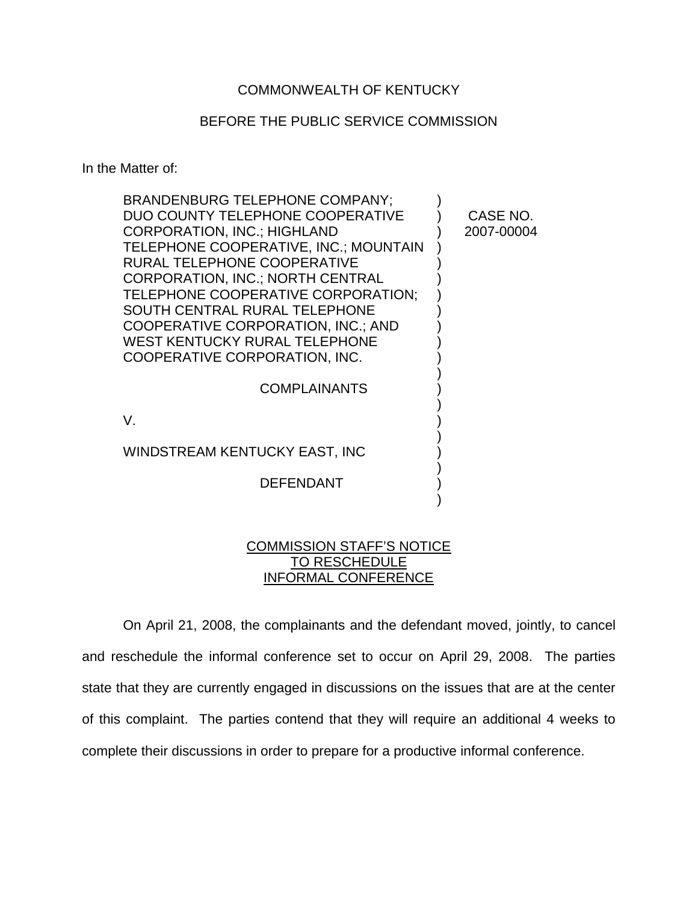COMMONWEALTH OF KENTUCKY

BEFORE THE PUBLIC SERVICE COMMISSION

In the Matter of:

| | | |
|---|---|---|
| BRANDENBURG TELEPHONE COMPANY; DUO COUNTY TELEPHONE COOPERATIVE CORPORATION, INC.; HIGHLAND TELEPHONE COOPERATIVE, INC.; MOUNTAIN RURAL TELEPHONE COOPERATIVE CORPORATION, INC.; NORTH CENTRAL TELEPHONE COOPERATIVE CORPORATION; SOUTH CENTRAL RURAL TELEPHONE COOPERATIVE CORPORATION, INC.; AND WEST KENTUCKY RURAL TELEPHONE COOPERATIVE CORPORATION, INC. | ) | CASE NO. 2007-00004 |
| COMPLAINANTS | ) | |
| V. | ) | |
| WINDSTREAM KENTUCKY EAST, INC | ) | |
| DEFENDANT | ) | |

COMMISSION STAFF'S NOTICE
TO RESCHEDULE
INFORMAL CONFERENCE

On April 21, 2008, the complainants and the defendant moved, jointly, to cancel and reschedule the informal conference set to occur on April 29, 2008. The parties state that they are currently engaged in discussions on the issues that are at the center of this complaint. The parties contend that they will require an additional 4 weeks to complete their discussions in order to prepare for a productive informal conference.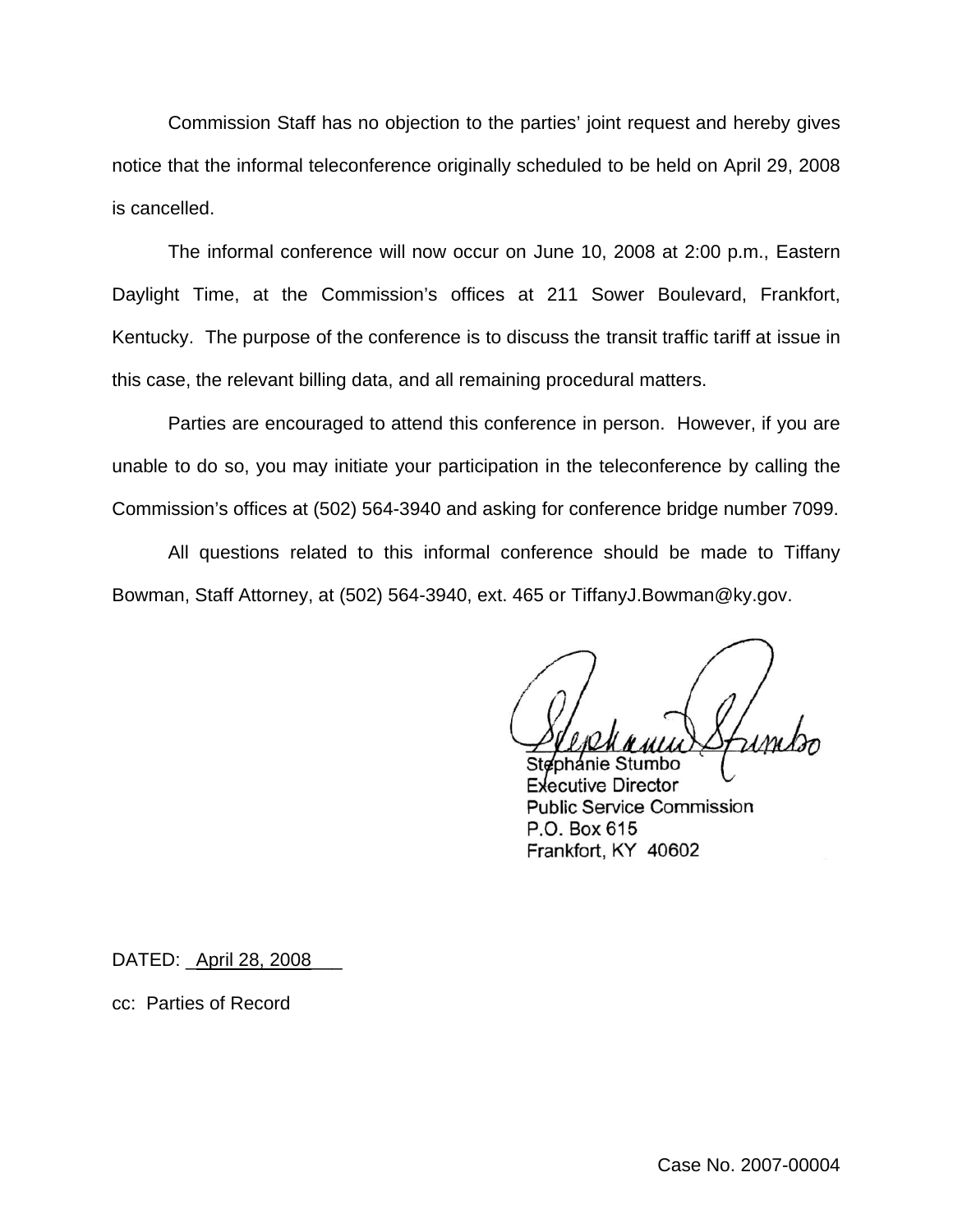Commission Staff has no objection to the parties' joint request and hereby gives notice that the informal teleconference originally scheduled to be held on April 29, 2008 is cancelled.

The informal conference will now occur on June 10, 2008 at 2:00 p.m., Eastern Daylight Time, at the Commission's offices at 211 Sower Boulevard, Frankfort, Kentucky. The purpose of the conference is to discuss the transit traffic tariff at issue in this case, the relevant billing data, and all remaining procedural matters.

Parties are encouraged to attend this conference in person. However, if you are unable to do so, you may initiate your participation in the teleconference by calling the Commission's offices at (502) 564-3940 and asking for conference bridge number 7099.

All questions related to this informal conference should be made to Tiffany Bowman, Staff Attorney, at (502) 564-3940, ext. 465 or TiffanyJ.Bowman@ky.gov.

Stephanie Stumbo
Executive Director
Public Service Commission
P.O. Box 615
Frankfort, KY 40602

DATED: April 28, 2008

cc: Parties of Record

Case No. 2007-00004